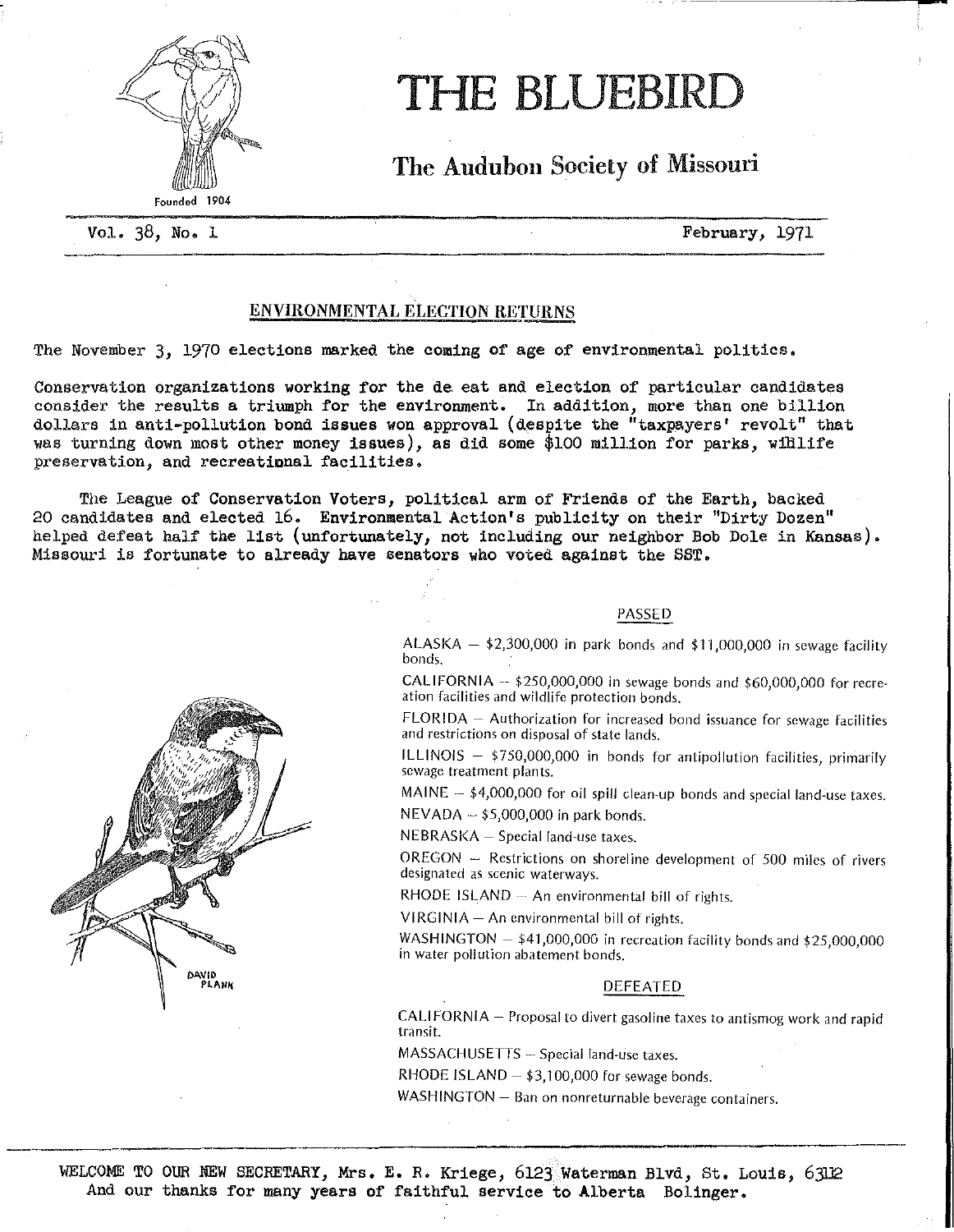# THE BLUEBIRD

## The Audubon Society of Missouri

Founded 1904

Vol. 38, No. 1 February, 1971

### ENVIRONMENTAL ELECTION RETURNS

The November 3, 1970 elections marked the coming of age of environmental politics.

Conservation organizations working for the de eat and election of particular candidates consider the results a triumph for the environment. In addition, more than one billion dollars in anti-pollution bond issues won approval (despite the "taxpayers' revolt" that was turning down most other money issues), as did some $100 million for parks, wilflife preservation, and recreational facilities.

The League of Conservation Voters, political arm of Friends of the Earth, backed 20 candidates and elected 16. Environmental Action's publicity on their "Dirty Dozen" helped defeat half the list (unfortunately, not including our neighbor Bob Dole in Kansas). Missouri is fortunate to already have senators who voted against the SST.

#### PASSED

ALASKA – $2,300,000 in park bonds and $11,000,000 in sewage facility bonds.

CALIFORNIA – $250,000,000 in sewage bonds and $60,000,000 for recreation facilities and wildlife protection bonds.

FLORIDA – Authorization for increased bond issuance for sewage facilities and restrictions on disposal of state lands.

ILLINOIS – $750,000,000 in bonds for antipollution facilities, primarily sewage treatment plants.

MAINE – $4,000,000 for oil spill clean-up bonds and special land-use taxes.

NEVADA – $5,000,000 in park bonds.

NEBRASKA – Special land-use taxes.

OREGON – Restrictions on shoreline development of 500 miles of rivers designated as scenic waterways.

RHODE ISLAND – An environmental bill of rights.

VIRGINIA – An environmental bill of rights.

WASHINGTON – $41,000,000 in recreation facility bonds and $25,000,000 in water pollution abatement bonds.

#### DEFEATED

CALIFORNIA – Proposal to divert gasoline taxes to antismog work and rapid transit.

MASSACHUSETTS – Special land-use taxes.

RHODE ISLAND – $3,100,000 for sewage bonds.

WASHINGTON – Ban on nonreturnable beverage containers.

---

WELCOME TO OUR NEW SECRETARY, Mrs. E. R. Kriege, 6123 Waterman Blvd, St. Louis, 63112
And our thanks for many years of faithful service to Alberta Bolinger.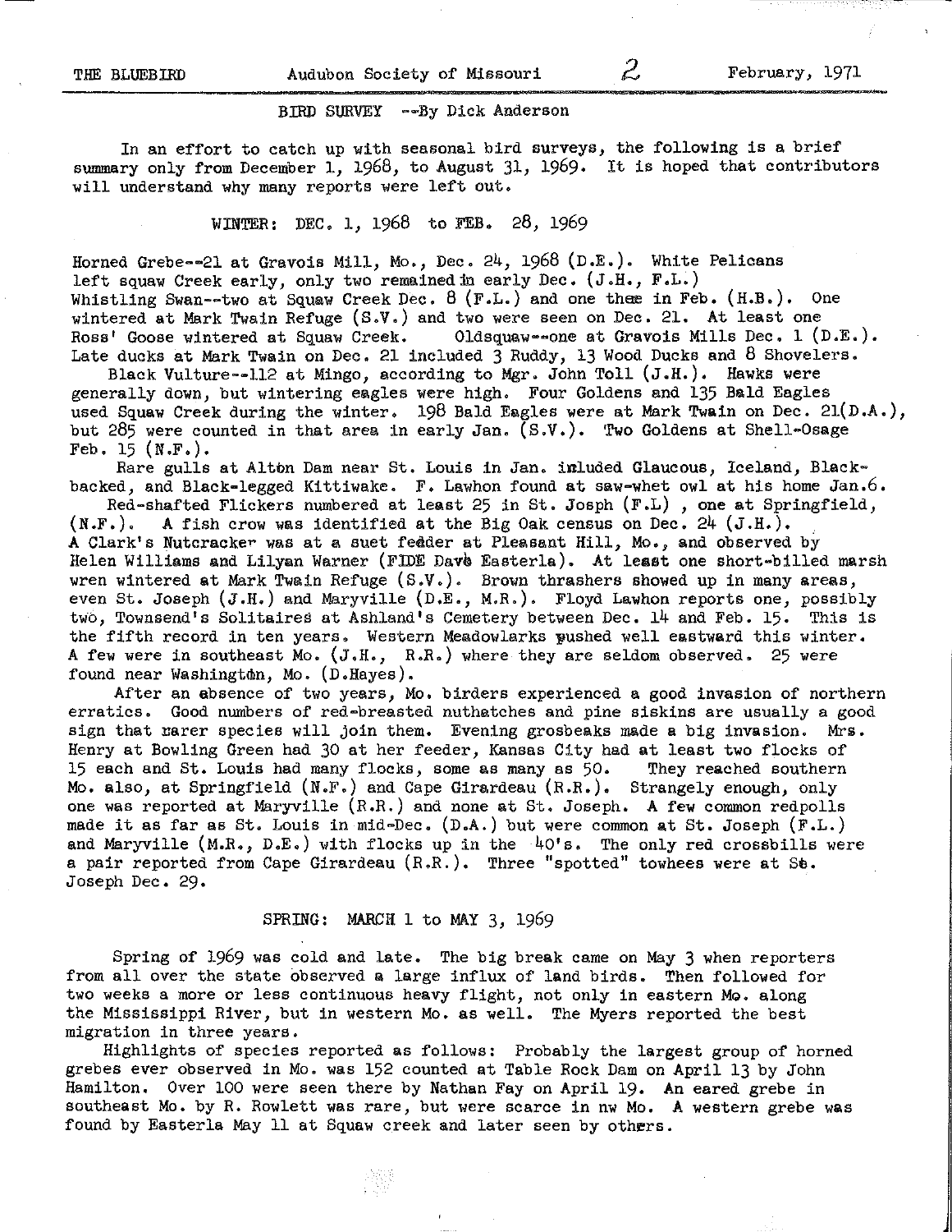## BIRD SURVEY --By Dick Anderson

In an effort to catch up with seasonal bird surveys, the following is a brief summary only from December 1, 1968, to August 31, 1969. It is hoped that contributors will understand why many reports were left out.

### WINTER: DEC. 1, 1968 to FEB. 28, 1969

Horned Grebe--21 at Gravois Mill, Mo., Dec. 24, 1968 (D.E.). White Pelicans left squaw Creek early, only two remained in early Dec. (J.H., F.L.) Whistling Swan--two at Squaw Creek Dec. 8 (F.L.) and one thee in Feb. (H.B.). One wintered at Mark Twain Refuge (S.V.) and two were seen on Dec. 21. At least one Ross' Goose wintered at Squaw Creek. Oldsquaw--one at Gravois Mills Dec. 1 (D.E.). Late ducks at Mark Twain on Dec. 21 included 3 Ruddy, 13 Wood Ducks and 8 Shovelers.

Black Vulture--112 at Mingo, according to Mgr. John Toll (J.H.). Hawks were generally down, but wintering eagles were high. Four Goldens and 135 Bald Eagles used Squaw Creek during the winter. 198 Bald Eagles were at Mark Twain on Dec. 21(D.A.), but 285 were counted in that area in early Jan. (S.V.). Two Goldens at Shell-Osage Feb. 15 (N.F.).

Rare gulls at Alton Dam near St. Louis in Jan. inluded Glaucous, Iceland, Black-backed, and Black-legged Kittiwake. F. Lawhon found at saw-whet owl at his home Jan.6.

Red-shafted Flickers numbered at least 25 in St. Josph (F.L) , one at Springfield, (N.F.). A fish crow was identified at the Big Oak census on Dec. 24 (J.H.). A Clark's Nutcracker was at a suet fedder at Pleasant Hill, Mo., and observed by Helen Williams and Lilyan Warner (FIDE Dave Easterla). At least one short-billed marsh wren wintered at Mark Twain Refuge (S.V.). Brown thrashers showed up in many areas, even St. Joseph (J.H.) and Maryville (D.E., M.R.). Floyd Lawhon reports one, possibly two, Townsend's Solitaires at Ashland's Cemetery between Dec. 14 and Feb. 15. This is the fifth record in ten years. Western Meadowlarks pushed well eastward this winter. A few were in southeast Mo. (J.H., R.R.) where they are seldom observed. 25 were found near Washington, Mo. (D.Hayes).

After an absence of two years, Mo. birders experienced a good invasion of northern erratics. Good numbers of red-breasted nuthatches and pine siskins are usually a good sign that rarer species will join them. Evening grosbeaks made a big invasion. Mrs. Henry at Bowling Green had 30 at her feeder, Kansas City had at least two flocks of 15 each and St. Louis had many flocks, some as many as 50. They reached southern Mo. also, at Springfield (N.F.) and Cape Girardeau (R.R.). Strangely enough, only one was reported at Maryville (R.R.) and none at St. Joseph. A few common redpolls made it as far as St. Louis in mid-Dec. (D.A.) but were common at St. Joseph (F.L.) and Maryville (M.R., D.E.) with flocks up in the 40's. The only red crossbills were a pair reported from Cape Girardeau (R.R.). Three "spotted" towhees were at St. Joseph Dec. 29.

### SPRING: MARCH 1 to MAY 3, 1969

Spring of 1969 was cold and late. The big break came on May 3 when reporters from all over the state observed a large influx of land birds. Then followed for two weeks a more or less continuous heavy flight, not only in eastern Mo. along the Mississippi River, but in western Mo. as well. The Myers reported the best migration in three years.

Highlights of species reported as follows: Probably the largest group of horned grebes ever observed in Mo. was 152 counted at Table Rock Dam on April 13 by John Hamilton. Over 100 were seen there by Nathan Fay on April 19. An eared grebe in southeast Mo. by R. Rowlett was rare, but were scarce in nw Mo. A western grebe was found by Easterla May 11 at Squaw creek and later seen by others.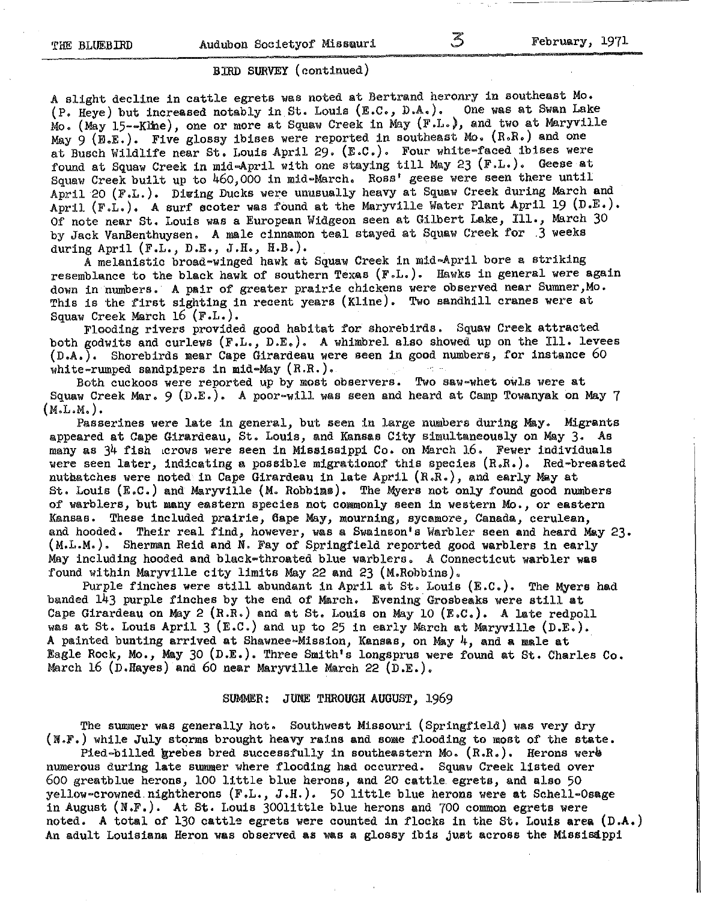BIRD SURVEY (continued)

A slight decline in cattle egrets was noted at Bertrand heronry in southeast Mo. (P. Heye) but increased notably in St. Louis (E.C., D.A.). One was at Swan Lake Mo. (May 15--Kline), one or more at Squaw Creek in May (F.L.), and two at Maryville May 9 (D.E.). Five glossy ibises were reported in southeast Mo. (R.R.) and one at Busch Wildlife near St. Louis April 29. (E.C.). Four white-faced ibises were found at Squaw Creek in mid-April with one staying till May 23 (F.L.). Geese at Squaw Creek built up to 460,000 in mid-March. Ross' geese were seen there until April 20 (F.L.). Diving Ducks were unusually heavy at Squaw Creek during March and April (F.L.). A surf scoter was found at the Maryville Water Plant April 19 (D.E.). Of note near St. Louis was a European Widgeon seen at Gilbert Lake, Ill., March 30 by Jack VanBenthuysen. A male cinnamon teal stayed at Squaw Creek for 3 weeks during April (F.L., D.E., J.H., H.B.).

A melanistic broad-winged hawk at Squaw Creek in mid-April bore a striking resemblance to the black hawk of southern Texas (F.L.). Hawks in general were again down in numbers. A pair of greater prairie chickens were observed near Sumner, Mo. This is the first sighting in recent years (Kline). Two sandhill cranes were at Squaw Creek March 16 (F.L.).

Flooding rivers provided good habitat for shorebirds. Squaw Creek attracted both godwits and curlews (F.L., D.E.). A whimbrel also showed up on the Ill. levees (D.A.). Shorebirds near Cape Girardeau were seen in good numbers, for instance 60 white-rumped sandpipers in mid-May (R.R.).

Both cuckoos were reported up by most observers. Two saw-whet owls were at Squaw Creek Mar. 9 (D.E.). A poor-will was seen and heard at Camp Towanyak on May 7 (M.L.M.).

Passerines were late in general, but seen in large numbers during May. Migrants appeared at Cape Girardeau, St. Louis, and Kansas City simultaneously on May 3. As many as 34 fish crows were seen in Mississippi Co. on March 16. Fewer individuals were seen later, indicating a possible migrationof this species (R.R.). Red-breasted nuthatches were noted in Cape Girardeau in late April (R.R.), and early May at St. Louis (E.C.) and Maryville (M. Robbins). The Myers not only found good numbers of warblers, but many eastern species not commonly seen in western Mo., or eastern Kansas. These included prairie, Cape May, mourning, sycamore, Canada, cerulean, and hooded. Their real find, however, was a Swainson's Warbler seen and heard May 23. (M.L.M.). Sherman Reid and N. Fay of Springfield reported good warblers in early May including hooded and black-throated blue warblers. A Connecticut warbler was found within Maryville city limits May 22 and 23 (M.Robbins).

Purple finches were still abundant in April at St. Louis (E.C.). The Myers had banded 143 purple finches by the end of March. Evening Grosbeaks were still at Cape Girardeau on May 2 (R.R.) and at St. Louis on May 10 (E.C.). A late redpoll was at St. Louis April 3 (E.C.) and up to 25 in early March at Maryville (D.E.). A painted bunting arrived at Shawnee-Mission, Kansas, on May 4, and a male at Eagle Rock, Mo., May 30 (D.E.). Three Smith's longsprus were found at St. Charles Co. March 16 (D.Hayes) and 60 near Maryville March 22 (D.E.).

## SUMMER: JUNE THROUGH AUGUST, 1969

The summer was generally hot. Southwest Missouri (Springfield) was very dry (N.F.) while July storms brought heavy rains and some flooding to most of the state.

Pied-billed grebes bred successfully in southeastern Mo. (R.R.). Herons were numerous during late summer where flooding had occurred. Squaw Creek listed over 600 greatblue herons, 100 little blue herons, and 20 cattle egrets, and also 50 yellow-crowned nightherons (F.L., J.H.). 50 little blue herons were at Schell-Osage in August (N.F.). At St. Louis 300little blue herons and 700 common egrets were noted. A total of 130 cattle egrets were counted in flocks in the St. Louis area (D.A.) An adult Louisiana Heron was observed as was a glossy ibis just across the Mississippi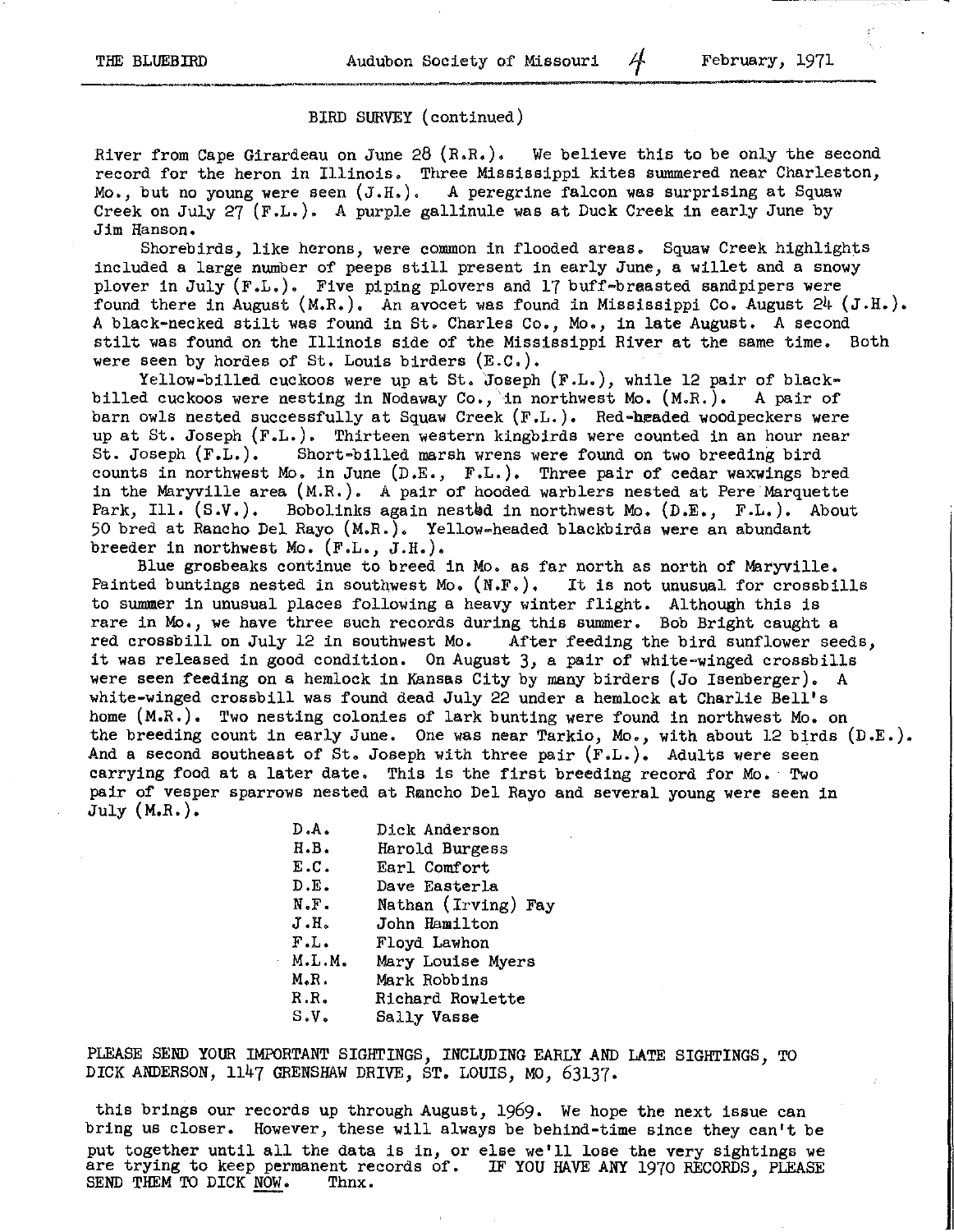## BIRD SURVEY (continued)

River from Cape Girardeau on June 28 (R.R.). We believe this to be only the second record for the heron in Illinois. Three Mississippi kites summered near Charleston, Mo., but no young were seen (J.H.). A peregrine falcon was surprising at Squaw Creek on July 27 (F.L.). A purple gallinule was at Duck Creek in early June by Jim Hanson.

Shorebirds, like herons, were common in flooded areas. Squaw Creek highlights included a large number of peeps still present in early June, a willet and a snowy plover in July (F.L.). Five piping plovers and 17 buff-breasted sandpipers were found there in August (M.R.). An avocet was found in Mississippi Co. August 24 (J.H.). A black-necked stilt was found in St. Charles Co., Mo., in late August. A second stilt was found on the Illinois side of the Mississippi River at the same time. Both were seen by hordes of St. Louis birders (E.C.).

Yellow-billed cuckoos were up at St. Joseph (F.L.), while 12 pair of black-billed cuckoos were nesting in Nodaway Co., in northwest Mo. (M.R.). A pair of barn owls nested successfully at Squaw Creek (F.L.). Red-headed woodpeckers were up at St. Joseph (F.L.). Thirteen western kingbirds were counted in an hour near St. Joseph (F.L.). Short-billed marsh wrens were found on two breeding bird counts in northwest Mo. in June (D.E., F.L.). Three pair of cedar waxwings bred in the Maryville area (M.R.). A pair of hooded warblers nested at Pere Marquette Park, Ill. (S.V.). Bobolinks again nested in northwest Mo. (D.E., F.L.). About 50 bred at Rancho Del Rayo (M.R.). Yellow-headed blackbirds were an abundant breeder in northwest Mo. (F.L., J.H.).

Blue grosbeaks continue to breed in Mo. as far north as north of Maryville. Painted buntings nested in southwest Mo. (N.F.). It is not unusual for crossbills to summer in unusual places following a heavy winter flight. Although this is rare in Mo., we have three such records during this summer. Bob Bright caught a red crossbill on July 12 in southwest Mo. After feeding the bird sunflower seeds, it was released in good condition. On August 3, a pair of white-winged crossbills were seen feeding on a hemlock in Kansas City by many birders (Jo Isenberger). A white-winged crossbill was found dead July 22 under a hemlock at Charlie Bell's home (M.R.). Two nesting colonies of lark bunting were found in northwest Mo. on the breeding count in early June. One was near Tarkio, Mo., with about 12 birds (D.E.). And a second southeast of St. Joseph with three pair (F.L.). Adults were seen carrying food at a later date. This is the first breeding record for Mo. Two pair of vesper sparrows nested at Rancho Del Rayo and several young were seen in July (M.R.).

| | |
|---|---|
| D.A. | Dick Anderson |
| H.B. | Harold Burgess |
| E.C. | Earl Comfort |
| D.E. | Dave Easterla |
| N.F. | Nathan (Irving) Fay |
| J.H. | John Hamilton |
| F.L. | Floyd Lawhon |
| M.L.M. | Mary Louise Myers |
| M.R. | Mark Robbins |
| R.R. | Richard Rowlette |
| S.V. | Sally Vasse |

PLEASE SEND YOUR IMPORTANT SIGHTINGS, INCLUDING EARLY AND LATE SIGHTINGS, TO DICK ANDERSON, 1147 GRENSHAW DRIVE, ST. LOUIS, MO, 63137.

this brings our records up through August, 1969. We hope the next issue can bring us closer. However, these will always be behind-time since they can't be put together until all the data is in, or else we'll lose the very sightings we are trying to keep permanent records of. IF YOU HAVE ANY 1970 RECORDS, PLEASE SEND THEM TO DICK NOW. Thnx.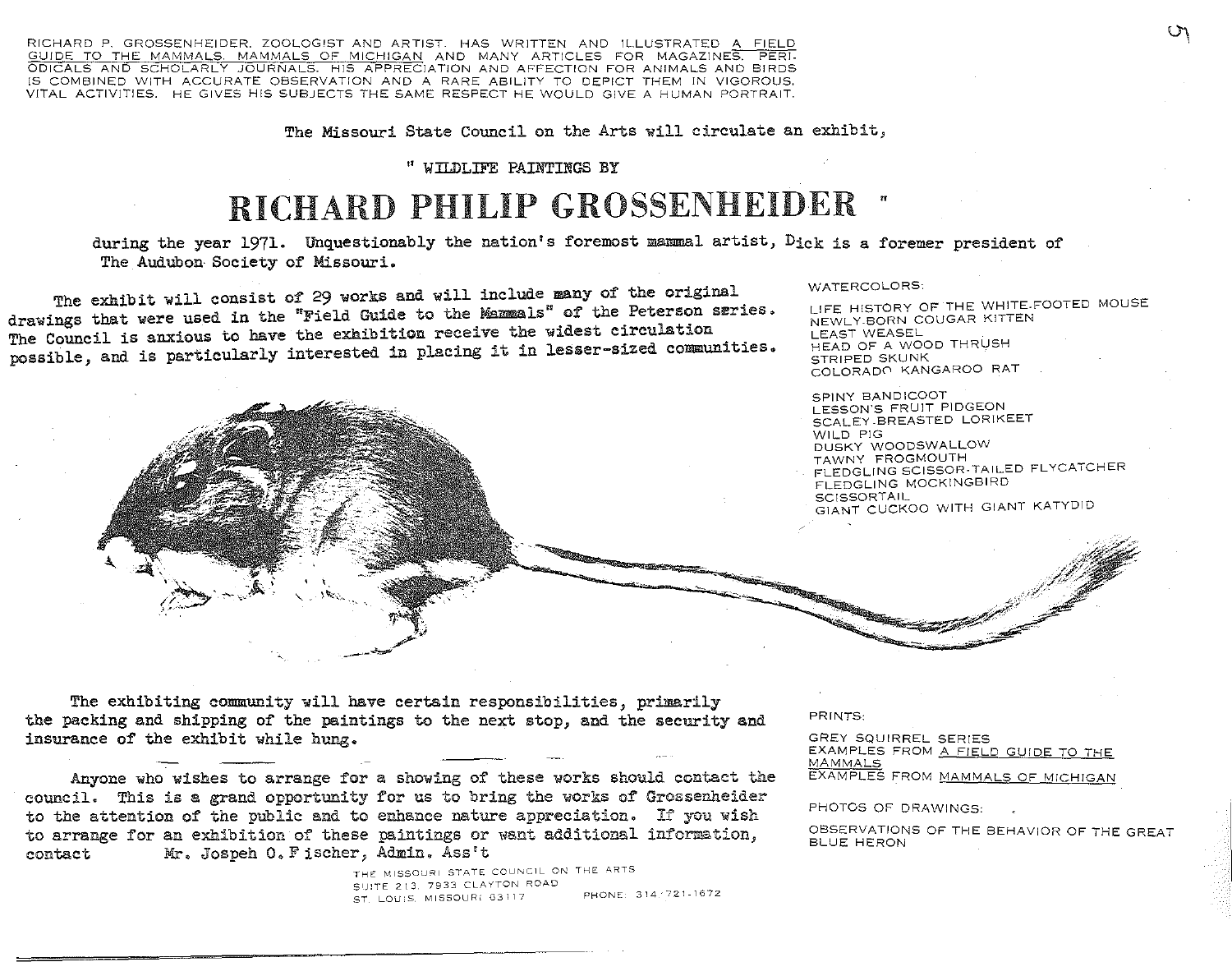RICHARD P. GROSSENHEIDER, ZOOLOGIST AND ARTIST, HAS WRITTEN AND ILLUSTRATED A FIELD GUIDE TO THE MAMMALS, MAMMALS OF MICHIGAN AND MANY ARTICLES FOR MAGAZINES, PERIODICALS AND SCHOLARLY JOURNALS. HIS APPRECIATION AND AFFECTION FOR ANIMALS AND BIRDS IS COMBINED WITH ACCURATE OBSERVATION AND A RARE ABILITY TO DEPICT THEM IN VIGOROUS, VITAL ACTIVITIES. HE GIVES HIS SUBJECTS THE SAME RESPECT HE WOULD GIVE A HUMAN PORTRAIT.

The Missouri State Council on the Arts will circulate an exhibit,

" WILDLIFE PAINTINGS BY

# RICHARD PHILIP GROSSENHEIDER "

during the year 1971. Unquestionably the nation's foremost mammal artist, Dick is a foremer president of The Audubon Society of Missouri.

The exhibit will consist of 29 works and will include many of the original drawings that were used in the "Field Guide to the Mammals" of the Peterson series. The Council is anxious to have the exhibition receive the widest circulation possible, and is particularly interested in placing it in lesser-sized communities.

WATERCOLORS:

LIFE HISTORY OF THE WHITE-FOOTED MOUSE
NEWLY-BORN COUGAR KITTEN
LEAST WEASEL
HEAD OF A WOOD THRUSH
STRIPED SKUNK
COLORADO KANGAROO RAT

SPINY BANDICOOT
LESSON'S FRUIT PIDGEON
SCALEY-BREASTED LORIKEET
WILD PIG
DUSKY WOODSWALLOW
TAWNY FROGMOUTH
FLEDGLING SCISSOR-TAILED FLYCATCHER
FLEDGLING MOCKINGBIRD
SCISSORTAIL
GIANT CUCKOO WITH GIANT KATYDID

The exhibiting community will have certain responsibilities, primarily the packing and shipping of the paintings to the next stop, and the security and insurance of the exhibit while hung.

Anyone who wishes to arrange for a showing of these works should contact the council. This is a grand opportunity for us to bring the works of Grossenheider to the attention of the public and to enhance nature appreciation. If you wish to arrange for an exhibition of these paintings or want additional information, contact Mr. Jospeh O. Fischer, Admin. Ass't

THE MISSOURI STATE COUNCIL ON THE ARTS
SUITE 213, 7933 CLAYTON ROAD
ST. LOUIS, MISSOURI 63117 PHONE: 314-721-1672

PRINTS:

GREY SQUIRREL SERIES
EXAMPLES FROM A FIELD GUIDE TO THE MAMMALS
EXAMPLES FROM MAMMALS OF MICHIGAN

PHOTOS OF DRAWINGS:

OBSERVATIONS OF THE BEHAVIOR OF THE GREAT BLUE HERON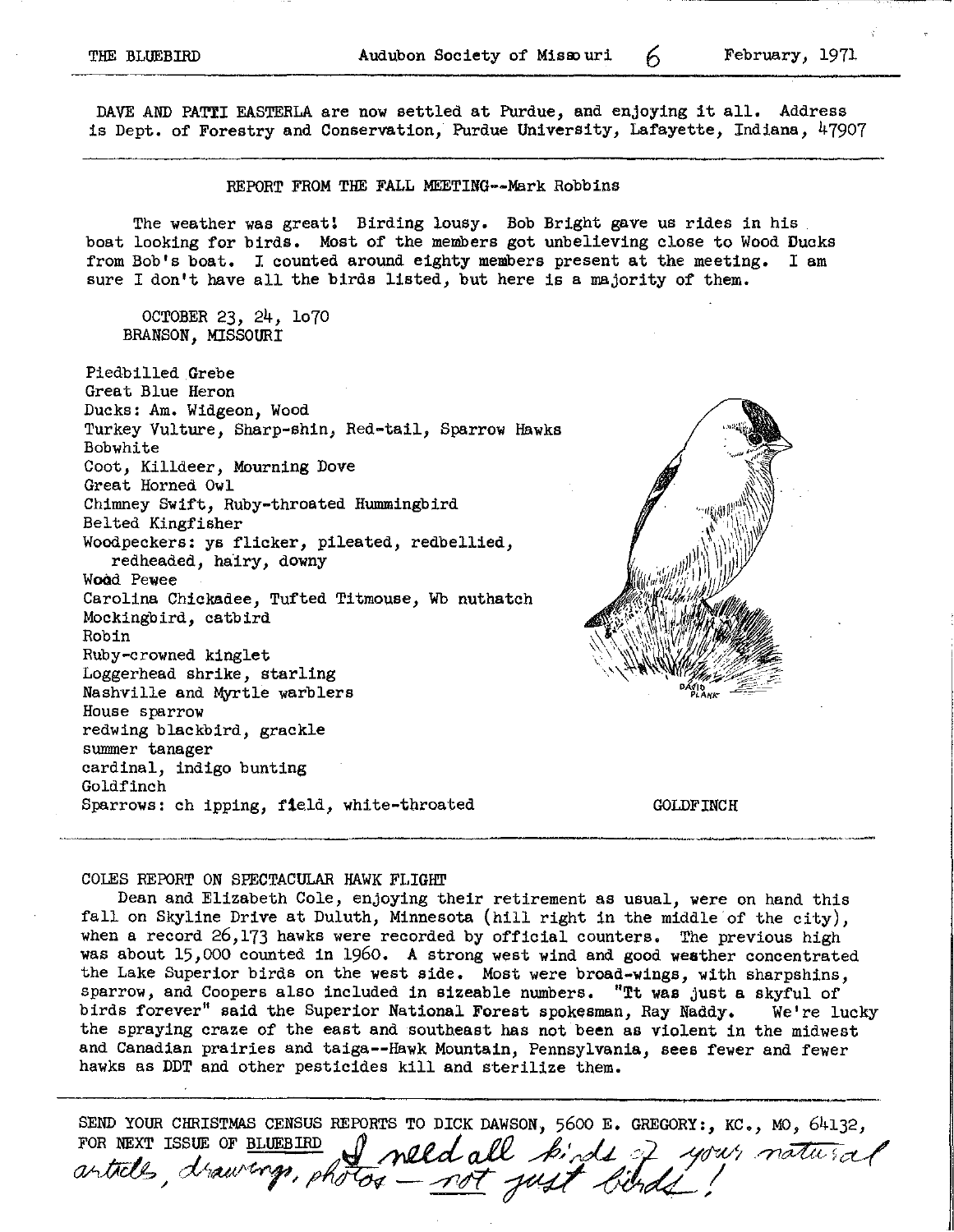DAVE AND PATTI EASTERLA are now settled at Purdue, and enjoying it all. Address is Dept. of Forestry and Conservation, Purdue University, Lafayette, Indiana, 47907

---

## REPORT FROM THE FALL MEETING--Mark Robbins

The weather was great! Birding lousy. Bob Bright gave us rides in his boat looking for birds. Most of the members got unbelieving close to Wood Ducks from Bob's boat. I counted around eighty members present at the meeting. I am sure I don't have all the birds listed, but here is a majority of them.

OCTOBER 23, 24, 1o70
BRANSON, MISSOURI

Piedbilled Grebe
Great Blue Heron
Ducks: Am. Widgeon, Wood
Turkey Vulture, Sharp-shin, Red-tail, Sparrow Hawks
Bobwhite
Coot, Killdeer, Mourning Dove
Great Horned Owl
Chimney Swift, Ruby-throated Hummingbird
Belted Kingfisher
Woodpeckers: ys flicker, pileated, redbellied, redheaded, hairy, downy
Wood Pewee
Carolina Chickadee, Tufted Titmouse, Wb nuthatch
Mockingbird, catbird
Robin
Ruby-crowned kinglet
Loggerhead shrike, starling
Nashville and Myrtle warblers
House sparrow
redwing blackbird, grackle
summer tanager
cardinal, indigo bunting
Goldfinch
Sparrows: ch ipping, field, white-throated

GOLDFINCH

---

## COLES REPORT ON SPECTACULAR HAWK FLIGHT

Dean and Elizabeth Cole, enjoying their retirement as usual, were on hand this fall on Skyline Drive at Duluth, Minnesota (hill right in the middle of the city), when a record 26,173 hawks were recorded by official counters. The previous high was about 15,000 counted in 1960. A strong west wind and good weather concentrated the Lake Superior birds on the west side. Most were broad-wings, with sharpshins, sparrow, and Coopers also included in sizeable numbers. "Tt was just a skyful of birds forever" said the Superior National Forest spokesman, Ray Naddy. We're lucky the spraying craze of the east and southeast has not been as violent in the midwest and Canadian prairies and taiga--Hawk Mountain, Pennsylvania, sees fewer and fewer hawks as DDT and other pesticides kill and sterilize them.

---

SEND YOUR CHRISTMAS CENSUS REPORTS TO DICK DAWSON, 5600 E. GREGORY:, KC., MO, 64132, FOR NEXT ISSUE OF BLUEBIRD *I need all kinds of your natural articles, drawings, photos – not just birds!*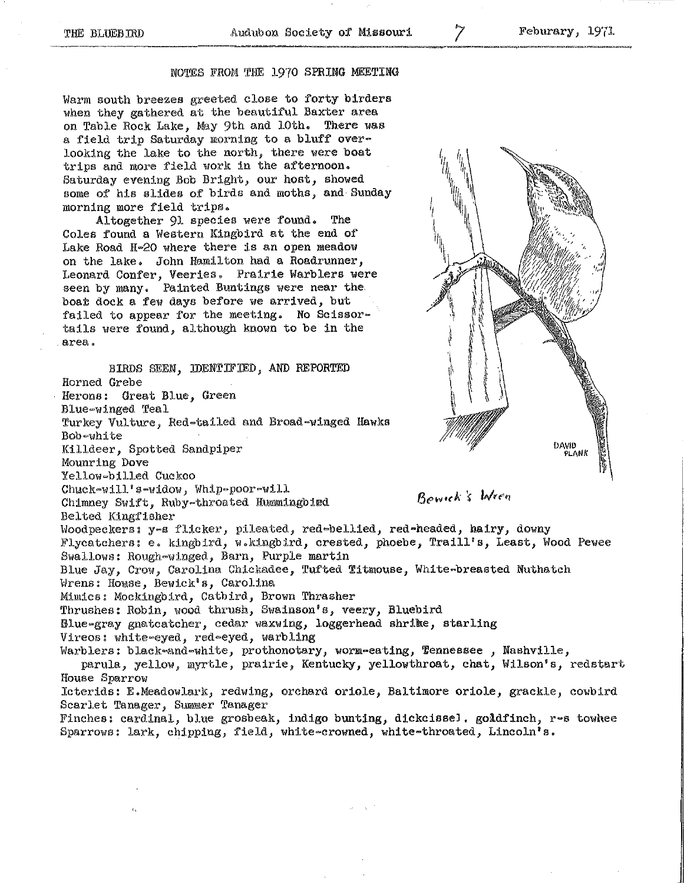## NOTES FROM THE 1970 SPRING MEETING

Warm south breezes greeted close to forty birders when they gathered at the beautiful Baxter area on Table Rock Lake, May 9th and 10th. There was a field trip Saturday morning to a bluff overlooking the lake to the north, there were boat trips and more field work in the afternoon. Saturday evening Bob Bright, our host, showed some of his slides of birds and moths, and Sunday morning more field trips.

Altogether 91 species were found. The Coles found a Western Kingbird at the end of Lake Road H-20 where there is an open meadow on the lake. John Hamilton had a Roadrunner, Leonard Confer, Veeries. Prairie Warblers were seen by many. Painted Buntings were near the boat dock a few days before we arrived, but failed to appear for the meeting. No Scissortails were found, although known to be in the area.

Bewick's Wren

### BIRDS SEEN, IDENTIFIED, AND REPORTED

Horned Grebe
Herons: Great Blue, Green
Blue-winged Teal
Turkey Vulture, Red-tailed and Broad-winged Hawks
Bob-white
Killdeer, Spotted Sandpiper
Mounring Dove
Yellow-billed Cuckoo
Chuck-will's-widow, Whip-poor-will
Chimney Swift, Ruby-throated Hummingbird
Belted Kingfisher
Woodpeckers: y-s flicker, pileated, red-bellied, red-headed, hairy, downy
Flycatchers: e. kingbird, w.kingbird, crested, phoebe, Traill's, Least, Wood Pewee
Swallows: Rough-winged, Barn, Purple martin
Blue Jay, Crow, Carolina Chickadee, Tufted Titmouse, White-breasted Nuthatch
Wrens: House, Bewick's, Carolina
Mimics: Mockingbird, Catbird, Brown Thrasher
Thrushes: Robin, wood thrush, Swainson's, veery, Bluebird
Blue-gray gnatcatcher, cedar waxwing, loggerhead shrike, starling
Vireos: white-eyed, red-eyed, warbling
Warblers: black-and-white, prothonotary, worm-eating, Tennessee , Nashville, parula, yellow, myrtle, prairie, Kentucky, yellowthroat, chat, Wilson's, redstart
House Sparrow
Icterids: E.Meadowlark, redwing, orchard oriole, Baltimore oriole, grackle, cowbird
Scarlet Tanager, Summer Tanager
Finches: cardinal, blue grosbeak, indigo bunting, dickcissel, goldfinch, r-s towhee
Sparrows: lark, chipping, field, white-crowned, white-throated, Lincoln's.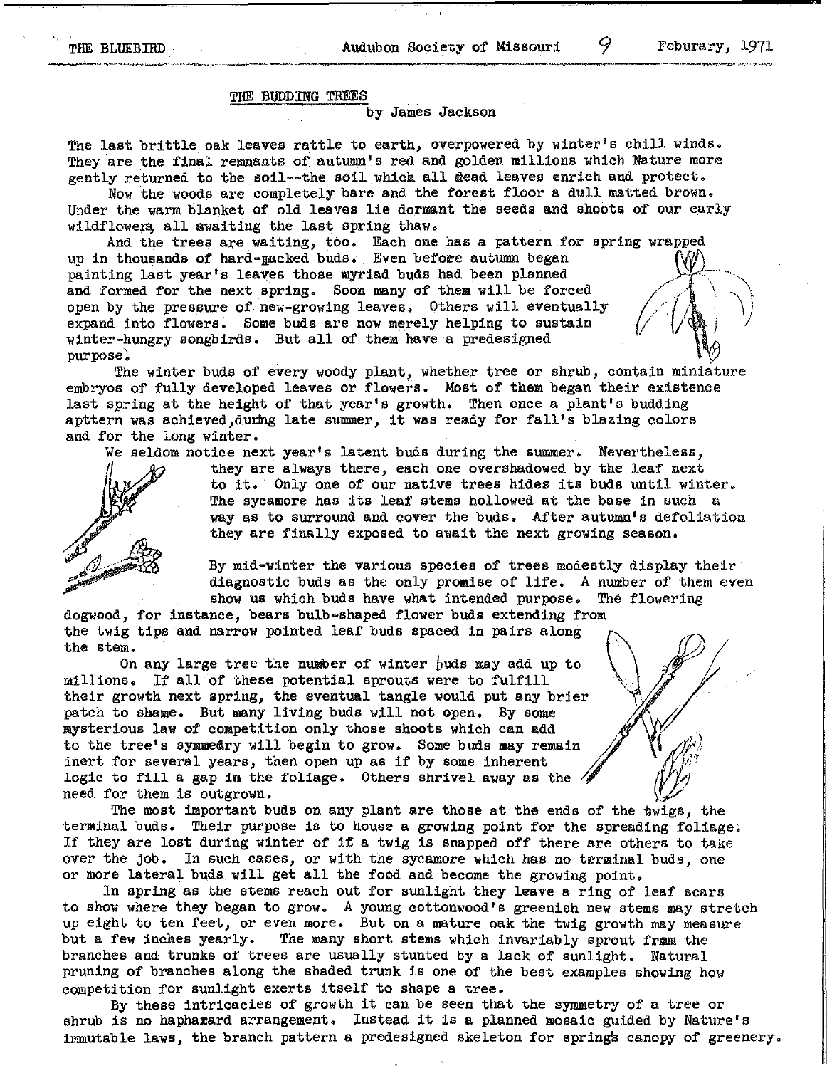## THE BUDDING TREES

by James Jackson

The last brittle oak leaves rattle to earth, overpowered by winter's chill winds. They are the final remnants of autumn's red and golden millions which Nature more gently returned to the soil--the soil which all dead leaves enrich and protect.

Now the woods are completely bare and the forest floor a dull matted brown. Under the warm blanket of old leaves lie dormant the seeds and shoots of our early wildflowers, all awaiting the last spring thaw.

And the trees are waiting, too. Each one has a pattern for spring wrapped up in thousands of hard-packed buds. Even before autumn began painting last year's leaves those myriad buds had been planned and formed for the next spring. Soon many of them will be forced open by the pressure of new-growing leaves. Others will eventually expand into flowers. Some buds are now merely helping to sustain winter-hungry songbirds. But all of them have a predesigned purpose.

The winter buds of every woody plant, whether tree or shrub, contain miniature embryos of fully developed leaves or flowers. Most of them began their existence last spring at the height of that year's growth. Then once a plant's budding apttern was achieved, during late summer, it was ready for fall's blazing colors and for the long winter.

We seldom notice next year's latent buds during the summer. Nevertheless, they are always there, each one overshadowed by the leaf next to it. Only one of our native trees hides its buds until winter. The sycamore has its leaf stems hollowed at the base in such a way as to surround and cover the buds. After autumn's defoliation they are finally exposed to await the next growing season.

By mid-winter the various species of trees modestly display their diagnostic buds as the only promise of life. A number of them even show us which buds have what intended purpose. The flowering dogwood, for instance, bears bulb-shaped flower buds extending from the twig tips and narrow pointed leaf buds spaced in pairs along the stem.

On any large tree the number of winter buds may add up to millions. If all of these potential sprouts were to fulfill their growth next spring, the eventual tangle would put any brier patch to shame. But many living buds will not open. By some mysterious law of competition only those shoots which can add to the tree's symmetry will begin to grow. Some buds may remain inert for several years, then open up as if by some inherent logic to fill a gap in the foliage. Others shrivel away as the need for them is outgrown.

The most important buds on any plant are those at the ends of the twigs, the terminal buds. Their purpose is to house a growing point for the spreading foliage. If they are lost during winter of if a twig is snapped off there are others to take over the job. In such cases, or with the sycamore which has no terminal buds, one or more lateral buds will get all the food and become the growing point.

In spring as the stems reach out for sunlight they leave a ring of leaf scars to show where they began to grow. A young cottonwood's greenish new stems may stretch up eight to ten feet, or even more. But on a mature oak the twig growth may measure but a few inches yearly. The many short stems which invariably sprout from the branches and trunks of trees are usually stunted by a lack of sunlight. Natural pruning of branches along the shaded trunk is one of the best examples showing how competition for sunlight exerts itself to shape a tree.

By these intricacies of growth it can be seen that the symmetry of a tree or shrub is no haphazard arrangement. Instead it is a planned mosaic guided by Nature's immutable laws, the branch pattern a predesigned skeleton for spring's canopy of greenery.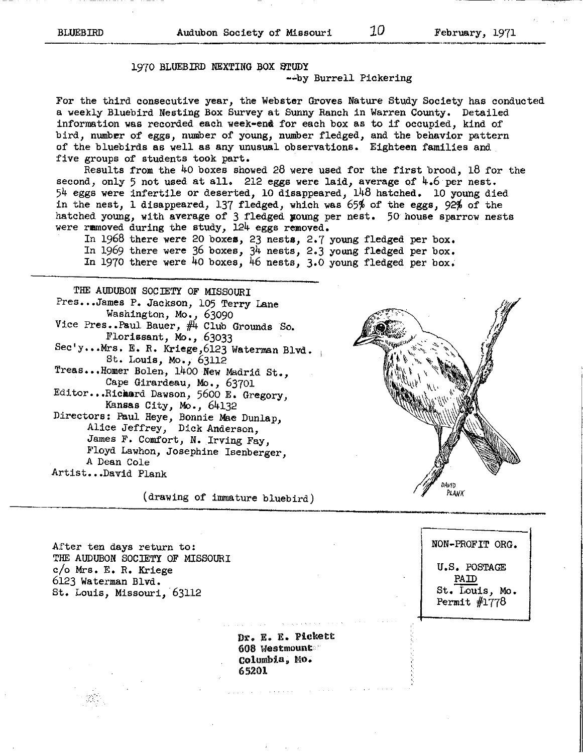## 1970 BLUEBIRD NEXTING BOX STUDY

--by Burrell Pickering

For the third consecutive year, the Webster Groves Nature Study Society has conducted a weekly Bluebird Nesting Box Survey at Sunny Ranch in Warren County. Detailed information was recorded each week-end for each box as to if occupied, kind of bird, number of eggs, number of young, number fledged, and the behavior pattern of the bluebirds as well as any unusual observations. Eighteen families and five groups of students took part.

Results from the 40 boxes showed 28 were used for the first brood, 18 for the second, only 5 not used at all. 212 eggs were laid, average of 4.6 per nest. 54 eggs were infertile or deserted, 10 disappeared, 148 hatched. 10 young died in the nest, 1 disappeared, 137 fledged, which was 65% of the eggs, 92% of the hatched young, with average of 3 fledged young per nest. 50 house sparrow nests were removed during the study, 124 eggs removed.

In 1968 there were 20 boxes, 23 nests, 2.7 young fledged per box.
In 1969 there were 36 boxes, 34 nests, 2.3 young fledged per box.
In 1970 there were 40 boxes, 46 nests, 3.0 young fledged per box.

---

THE AUDUBON SOCIETY OF MISSOURI

Pres...James P. Jackson, 105 Terry Lane
Washington, Mo., 63090

Vice Pres..Paul Bauer, #4 Club Grounds So.
Florissant, Mo., 63033

Sec'y...Mrs. E. R. Kriege, 6123 Waterman Blvd.
St. Louis, Mo., 63112

Treas...Homer Bolen, 1400 New Madrid St.,
Cape Girardeau, Mo., 63701

Editor...Richard Dawson, 5600 E. Gregory,
Kansas City, Mo., 64132

Directors: Paul Heye, Bonnie Mae Dunlap,
Alice Jeffrey, Dick Anderson,
James F. Comfort, N. Irving Fay,
Floyd Lawhon, Josephine Isenberger,
A Dean Cole

Artist...David Plank

DAVID PLANK

(drawing of immature bluebird)

---

After ten days return to:
THE AUDUBON SOCIETY OF MISSOURI
c/o Mrs. E. R. Kriege
6123 Waterman Blvd.
St. Louis, Missouri, 63112

NON-PROFIT ORG.
U.S. POSTAGE
PAID
St. Louis, Mo.
Permit #1778

Dr. E. E. Pickett
608 Westmount
Columbia, Mo.
65201